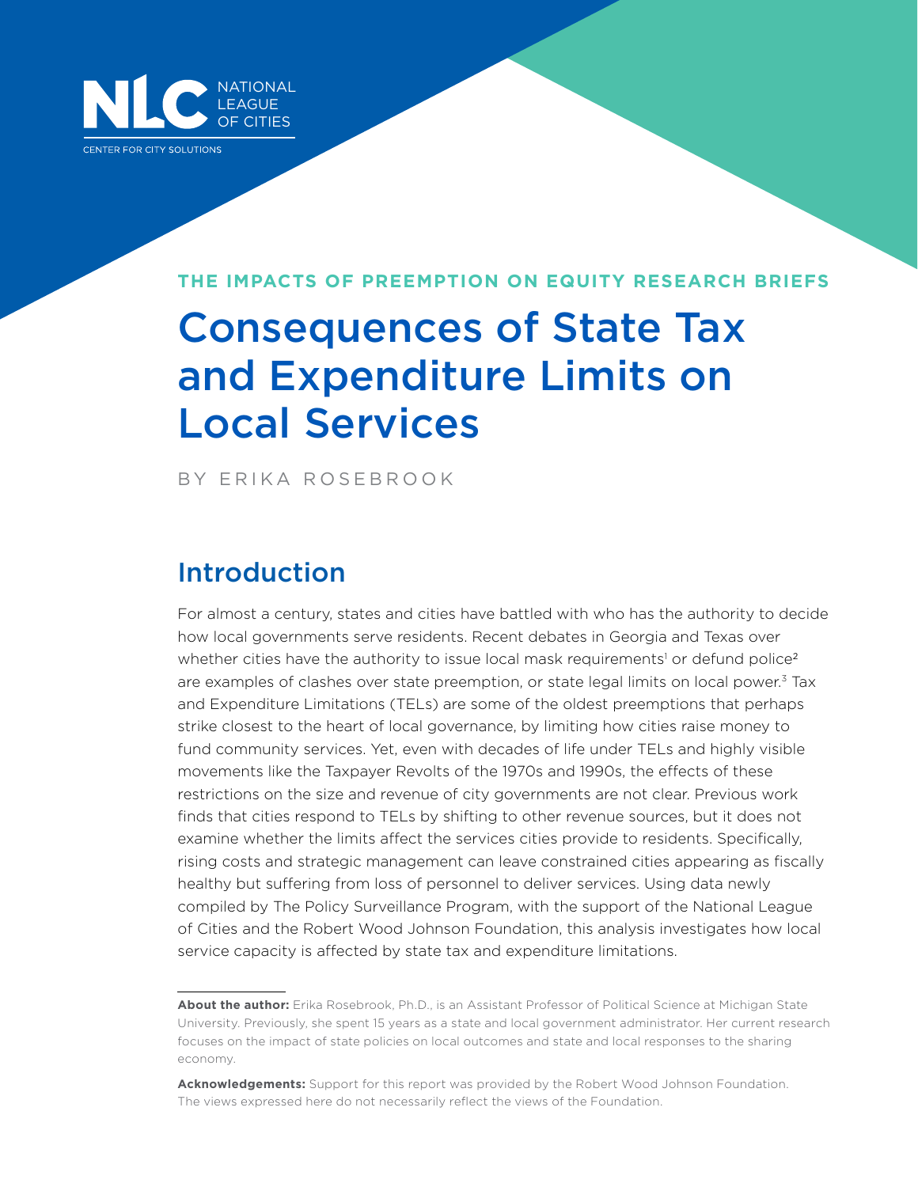NLC NATIONAL LEAGUE OF CITIES

CENTER FOR CITY SOLUTIONS

**THE IMPACTS OF PREEMPTION ON EQUITY RESEARCH BRIEFS**

# Consequences of State Tax and Expenditure Limits on Local Services

BY ERIKA ROSEBROOK

## Introduction

For almost a century, states and cities have battled with who has the authority to decide how local governments serve residents. Recent debates in Georgia and Texas over whether cities have the authority to issue local mask requirements[1] or defund police[2] are examples of clashes over state preemption, or state legal limits on local power.[3] Tax and Expenditure Limitations (TELs) are some of the oldest preemptions that perhaps strike closest to the heart of local governance, by limiting how cities raise money to fund community services. Yet, even with decades of life under TELs and highly visible movements like the Taxpayer Revolts of the 1970s and 1990s, the effects of these restrictions on the size and revenue of city governments are not clear. Previous work finds that cities respond to TELs by shifting to other revenue sources, but it does not examine whether the limits affect the services cities provide to residents. Specifically, rising costs and strategic management can leave constrained cities appearing as fiscally healthy but suffering from loss of personnel to deliver services. Using data newly compiled by The Policy Surveillance Program, with the support of the National League of Cities and the Robert Wood Johnson Foundation, this analysis investigates how local service capacity is affected by state tax and expenditure limitations.

---

**About the author:** Erika Rosebrook, Ph.D., is an Assistant Professor of Political Science at Michigan State University. Previously, she spent 15 years as a state and local government administrator. Her current research focuses on the impact of state policies on local outcomes and state and local responses to the sharing economy.

**Acknowledgements:** Support for this report was provided by the Robert Wood Johnson Foundation. The views expressed here do not necessarily reflect the views of the Foundation.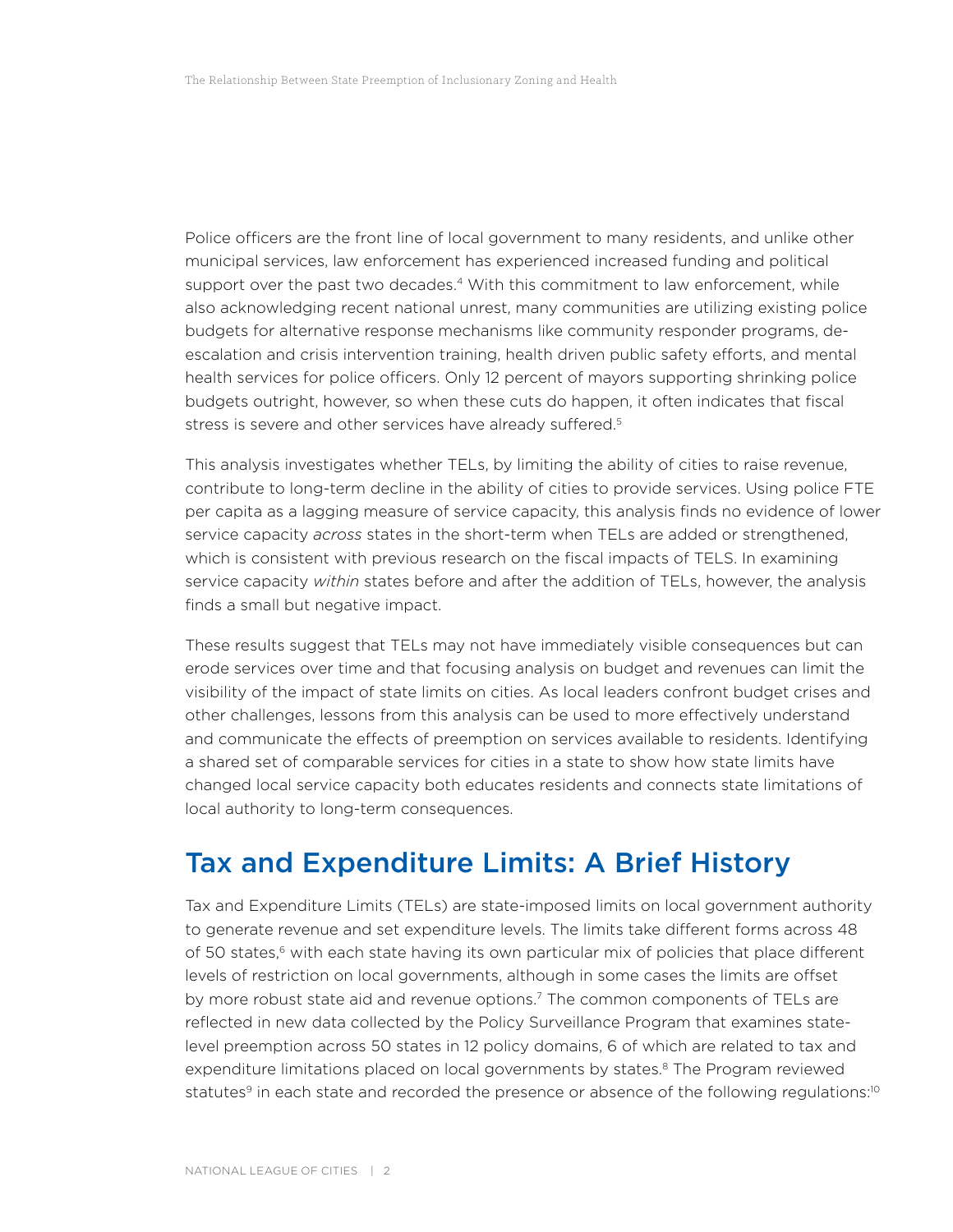Police officers are the front line of local government to many residents, and unlike other municipal services, law enforcement has experienced increased funding and political support over the past two decades.[4] With this commitment to law enforcement, while also acknowledging recent national unrest, many communities are utilizing existing police budgets for alternative response mechanisms like community responder programs, de-escalation and crisis intervention training, health driven public safety efforts, and mental health services for police officers. Only 12 percent of mayors supporting shrinking police budgets outright, however, so when these cuts do happen, it often indicates that fiscal stress is severe and other services have already suffered.[5]

This analysis investigates whether TELs, by limiting the ability of cities to raise revenue, contribute to long-term decline in the ability of cities to provide services. Using police FTE per capita as a lagging measure of service capacity, this analysis finds no evidence of lower service capacity *across* states in the short-term when TELs are added or strengthened, which is consistent with previous research on the fiscal impacts of TELS. In examining service capacity *within* states before and after the addition of TELs, however, the analysis finds a small but negative impact.

These results suggest that TELs may not have immediately visible consequences but can erode services over time and that focusing analysis on budget and revenues can limit the visibility of the impact of state limits on cities. As local leaders confront budget crises and other challenges, lessons from this analysis can be used to more effectively understand and communicate the effects of preemption on services available to residents. Identifying a shared set of comparable services for cities in a state to show how state limits have changed local service capacity both educates residents and connects state limitations of local authority to long-term consequences.

## Tax and Expenditure Limits: A Brief History

Tax and Expenditure Limits (TELs) are state-imposed limits on local government authority to generate revenue and set expenditure levels. The limits take different forms across 48 of 50 states,[6] with each state having its own particular mix of policies that place different levels of restriction on local governments, although in some cases the limits are offset by more robust state aid and revenue options.[7] The common components of TELs are reflected in new data collected by the Policy Surveillance Program that examines state-level preemption across 50 states in 12 policy domains, 6 of which are related to tax and expenditure limitations placed on local governments by states.[8] The Program reviewed statutes[9] in each state and recorded the presence or absence of the following regulations:[10]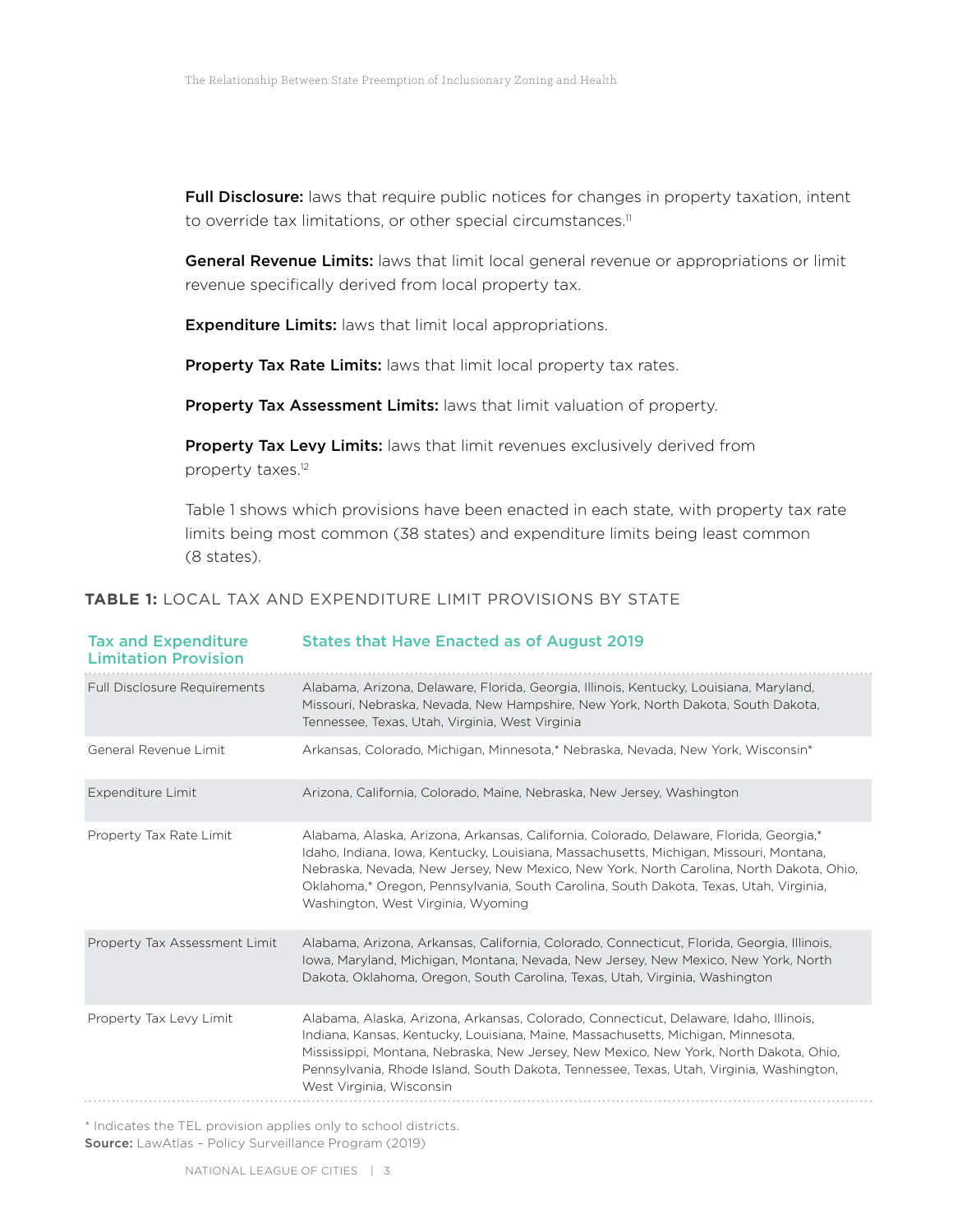**Full Disclosure:** laws that require public notices for changes in property taxation, intent to override tax limitations, or other special circumstances.[11]

**General Revenue Limits:** laws that limit local general revenue or appropriations or limit revenue specifically derived from local property tax.

**Expenditure Limits:** laws that limit local appropriations.

**Property Tax Rate Limits:** laws that limit local property tax rates.

**Property Tax Assessment Limits:** laws that limit valuation of property.

**Property Tax Levy Limits:** laws that limit revenues exclusively derived from property taxes.[12]

Table 1 shows which provisions have been enacted in each state, with property tax rate limits being most common (38 states) and expenditure limits being least common (8 states).

**TABLE 1:** LOCAL TAX AND EXPENDITURE LIMIT PROVISIONS BY STATE

| Tax and Expenditure Limitation Provision | States that Have Enacted as of August 2019 |
|---|---|
| Full Disclosure Requirements | Alabama, Arizona, Delaware, Florida, Georgia, Illinois, Kentucky, Louisiana, Maryland, Missouri, Nebraska, Nevada, New Hampshire, New York, North Dakota, South Dakota, Tennessee, Texas, Utah, Virginia, West Virginia |
| General Revenue Limit | Arkansas, Colorado, Michigan, Minnesota,* Nebraska, Nevada, New York, Wisconsin* |
| Expenditure Limit | Arizona, California, Colorado, Maine, Nebraska, New Jersey, Washington |
| Property Tax Rate Limit | Alabama, Alaska, Arizona, Arkansas, California, Colorado, Delaware, Florida, Georgia,* Idaho, Indiana, Iowa, Kentucky, Louisiana, Massachusetts, Michigan, Missouri, Montana, Nebraska, Nevada, New Jersey, New Mexico, New York, North Carolina, North Dakota, Ohio, Oklahoma,* Oregon, Pennsylvania, South Carolina, South Dakota, Texas, Utah, Virginia, Washington, West Virginia, Wyoming |
| Property Tax Assessment Limit | Alabama, Arizona, Arkansas, California, Colorado, Connecticut, Florida, Georgia, Illinois, Iowa, Maryland, Michigan, Montana, Nevada, New Jersey, New Mexico, New York, North Dakota, Oklahoma, Oregon, South Carolina, Texas, Utah, Virginia, Washington |
| Property Tax Levy Limit | Alabama, Alaska, Arizona, Arkansas, Colorado, Connecticut, Delaware, Idaho, Illinois, Indiana, Kansas, Kentucky, Louisiana, Maine, Massachusetts, Michigan, Minnesota, Mississippi, Montana, Nebraska, New Jersey, New Mexico, New York, North Dakota, Ohio, Pennsylvania, Rhode Island, South Dakota, Tennessee, Texas, Utah, Virginia, Washington, West Virginia, Wisconsin |

\* Indicates the TEL provision applies only to school districts.
**Source:** LawAtlas – Policy Surveillance Program (2019)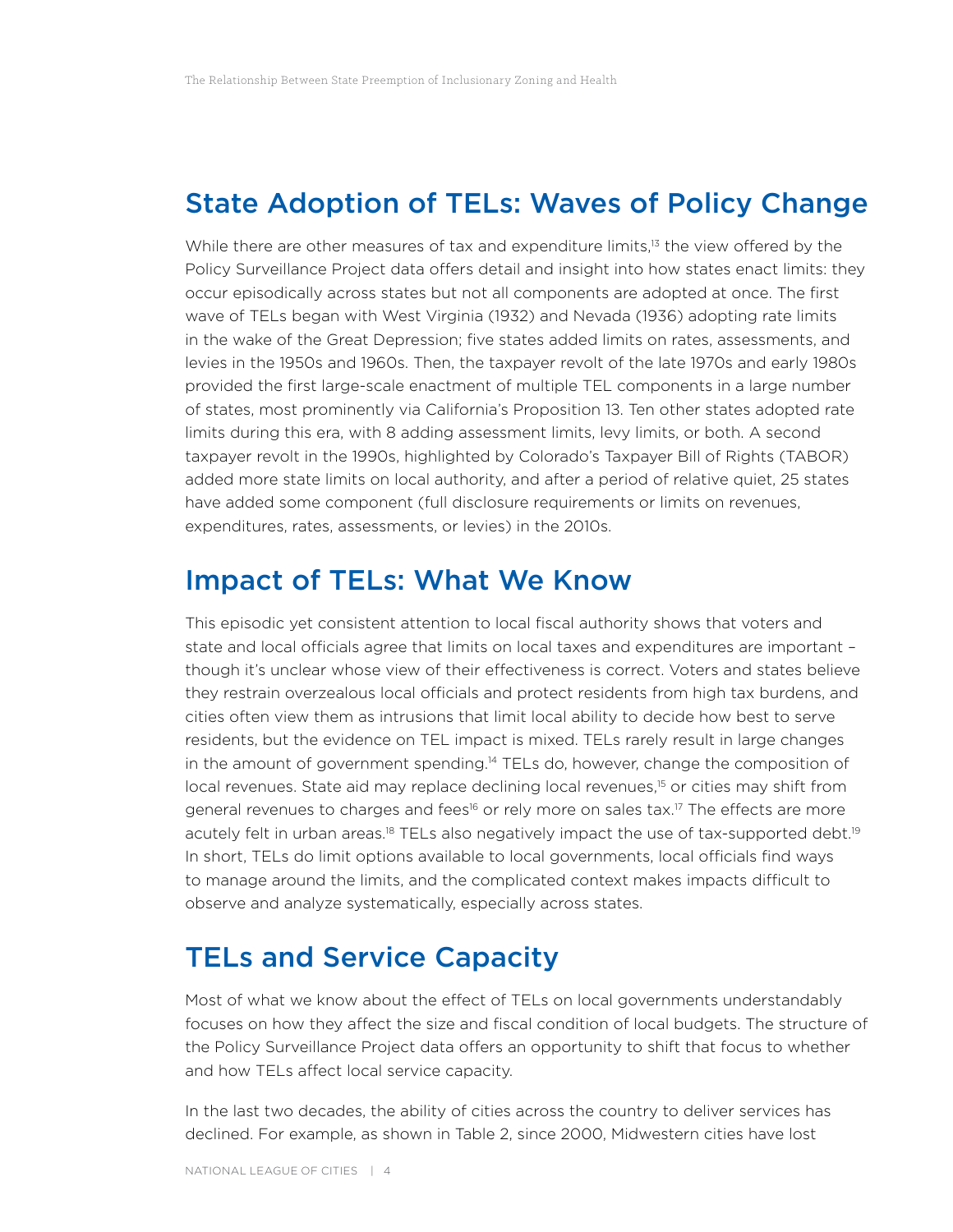## State Adoption of TELs: Waves of Policy Change

While there are other measures of tax and expenditure limits,[13] the view offered by the Policy Surveillance Project data offers detail and insight into how states enact limits: they occur episodically across states but not all components are adopted at once. The first wave of TELs began with West Virginia (1932) and Nevada (1936) adopting rate limits in the wake of the Great Depression; five states added limits on rates, assessments, and levies in the 1950s and 1960s. Then, the taxpayer revolt of the late 1970s and early 1980s provided the first large-scale enactment of multiple TEL components in a large number of states, most prominently via California's Proposition 13. Ten other states adopted rate limits during this era, with 8 adding assessment limits, levy limits, or both. A second taxpayer revolt in the 1990s, highlighted by Colorado's Taxpayer Bill of Rights (TABOR) added more state limits on local authority, and after a period of relative quiet, 25 states have added some component (full disclosure requirements or limits on revenues, expenditures, rates, assessments, or levies) in the 2010s.

## Impact of TELs: What We Know

This episodic yet consistent attention to local fiscal authority shows that voters and state and local officials agree that limits on local taxes and expenditures are important – though it's unclear whose view of their effectiveness is correct. Voters and states believe they restrain overzealous local officials and protect residents from high tax burdens, and cities often view them as intrusions that limit local ability to decide how best to serve residents, but the evidence on TEL impact is mixed. TELs rarely result in large changes in the amount of government spending.[14] TELs do, however, change the composition of local revenues. State aid may replace declining local revenues,[15] or cities may shift from general revenues to charges and fees[16] or rely more on sales tax.[17] The effects are more acutely felt in urban areas.[18] TELs also negatively impact the use of tax-supported debt.[19] In short, TELs do limit options available to local governments, local officials find ways to manage around the limits, and the complicated context makes impacts difficult to observe and analyze systematically, especially across states.

## TELs and Service Capacity

Most of what we know about the effect of TELs on local governments understandably focuses on how they affect the size and fiscal condition of local budgets. The structure of the Policy Surveillance Project data offers an opportunity to shift that focus to whether and how TELs affect local service capacity.

In the last two decades, the ability of cities across the country to deliver services has declined. For example, as shown in Table 2, since 2000, Midwestern cities have lost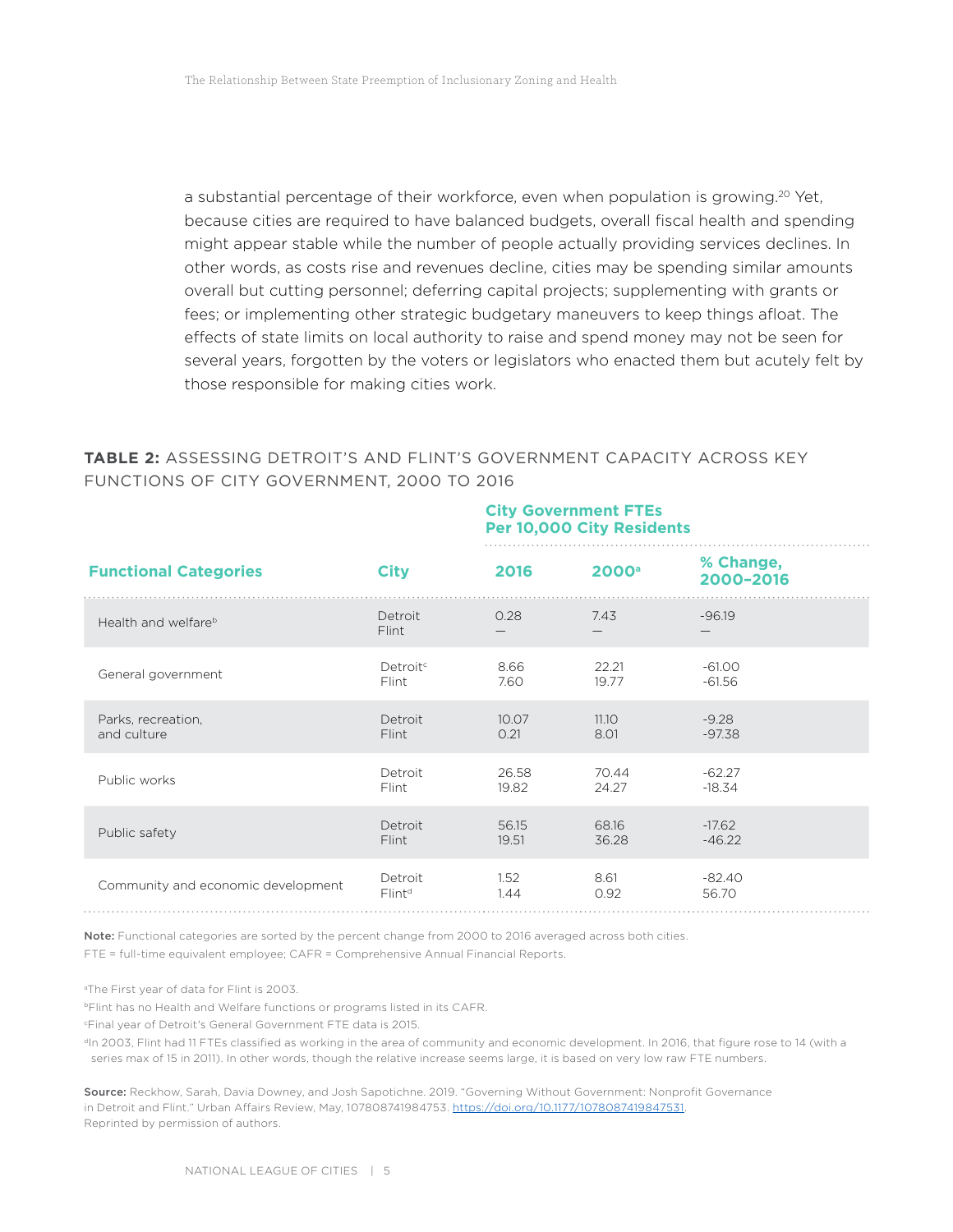a substantial percentage of their workforce, even when population is growing.[20] Yet, because cities are required to have balanced budgets, overall fiscal health and spending might appear stable while the number of people actually providing services declines. In other words, as costs rise and revenues decline, cities may be spending similar amounts overall but cutting personnel; deferring capital projects; supplementing with grants or fees; or implementing other strategic budgetary maneuvers to keep things afloat. The effects of state limits on local authority to raise and spend money may not be seen for several years, forgotten by the voters or legislators who enacted them but acutely felt by those responsible for making cities work.

**TABLE 2:** ASSESSING DETROIT'S AND FLINT'S GOVERNMENT CAPACITY ACROSS KEY FUNCTIONS OF CITY GOVERNMENT, 2000 TO 2016

| | | City Government FTEs Per 10,000 City Residents | | |
|---|---|---|---|---|
| **Functional Categories** | **City** | **2016** | **2000[a]** | **% Change, 2000–2016** |
| Health and welfare[b] | Detroit | 0.28 | 7.43 | -96.19 |
| | Flint | — | — | — |
| General government | Detroit[c] | 8.66 | 22.21 | -61.00 |
| | Flint | 7.60 | 19.77 | -61.56 |
| Parks, recreation, and culture | Detroit | 10.07 | 11.10 | -9.28 |
| | Flint | 0.21 | 8.01 | -97.38 |
| Public works | Detroit | 26.58 | 70.44 | -62.27 |
| | Flint | 19.82 | 24.27 | -18.34 |
| Public safety | Detroit | 56.15 | 68.16 | -17.62 |
| | Flint | 19.51 | 36.28 | -46.22 |
| Community and economic development | Detroit | 1.52 | 8.61 | -82.40 |
| | Flint[d] | 1.44 | 0.92 | 56.70 |

**Note:** Functional categories are sorted by the percent change from 2000 to 2016 averaged across both cities.
FTE = full-time equivalent employee; CAFR = Comprehensive Annual Financial Reports.

[a]The First year of data for Flint is 2003.
[b]Flint has no Health and Welfare functions or programs listed in its CAFR.
[c]Final year of Detroit's General Government FTE data is 2015.
[d]In 2003, Flint had 11 FTEs classified as working in the area of community and economic development. In 2016, that figure rose to 14 (with a series max of 15 in 2011). In other words, though the relative increase seems large, it is based on very low raw FTE numbers.

**Source:** Reckhow, Sarah, Davia Downey, and Josh Sapotichne. 2019. "Governing Without Government: Nonprofit Governance in Detroit and Flint." Urban Affairs Review, May, 107808741984753. https://doi.org/10.1177/1078087419847531. Reprinted by permission of authors.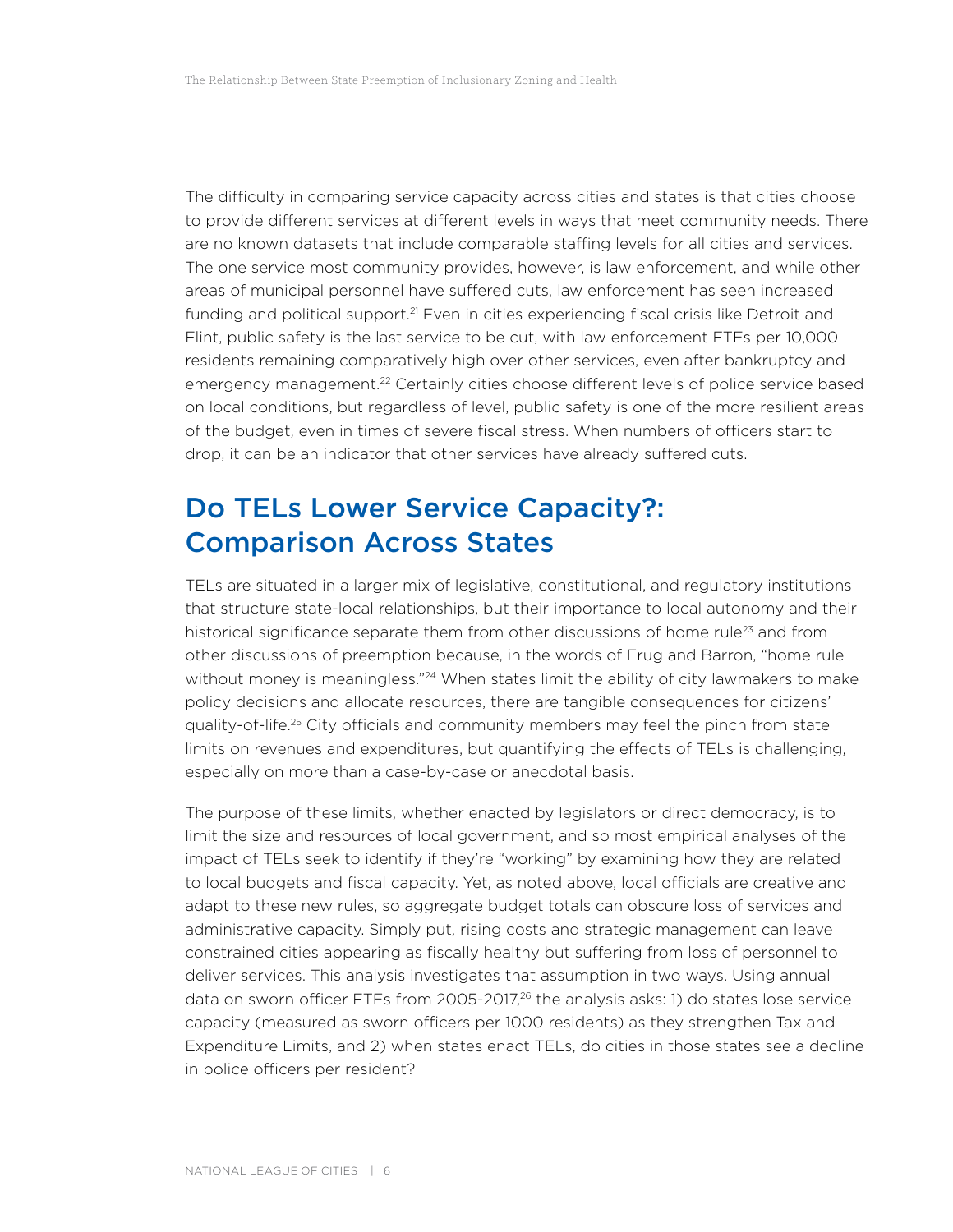The difficulty in comparing service capacity across cities and states is that cities choose to provide different services at different levels in ways that meet community needs. There are no known datasets that include comparable staffing levels for all cities and services. The one service most community provides, however, is law enforcement, and while other areas of municipal personnel have suffered cuts, law enforcement has seen increased funding and political support.[21] Even in cities experiencing fiscal crisis like Detroit and Flint, public safety is the last service to be cut, with law enforcement FTEs per 10,000 residents remaining comparatively high over other services, even after bankruptcy and emergency management.[22] Certainly cities choose different levels of police service based on local conditions, but regardless of level, public safety is one of the more resilient areas of the budget, even in times of severe fiscal stress. When numbers of officers start to drop, it can be an indicator that other services have already suffered cuts.

## Do TELs Lower Service Capacity?: Comparison Across States

TELs are situated in a larger mix of legislative, constitutional, and regulatory institutions that structure state-local relationships, but their importance to local autonomy and their historical significance separate them from other discussions of home rule[23] and from other discussions of preemption because, in the words of Frug and Barron, "home rule without money is meaningless."[24] When states limit the ability of city lawmakers to make policy decisions and allocate resources, there are tangible consequences for citizens' quality-of-life.[25] City officials and community members may feel the pinch from state limits on revenues and expenditures, but quantifying the effects of TELs is challenging, especially on more than a case-by-case or anecdotal basis.

The purpose of these limits, whether enacted by legislators or direct democracy, is to limit the size and resources of local government, and so most empirical analyses of the impact of TELs seek to identify if they're "working" by examining how they are related to local budgets and fiscal capacity. Yet, as noted above, local officials are creative and adapt to these new rules, so aggregate budget totals can obscure loss of services and administrative capacity. Simply put, rising costs and strategic management can leave constrained cities appearing as fiscally healthy but suffering from loss of personnel to deliver services. This analysis investigates that assumption in two ways. Using annual data on sworn officer FTEs from 2005-2017,[26] the analysis asks: 1) do states lose service capacity (measured as sworn officers per 1000 residents) as they strengthen Tax and Expenditure Limits, and 2) when states enact TELs, do cities in those states see a decline in police officers per resident?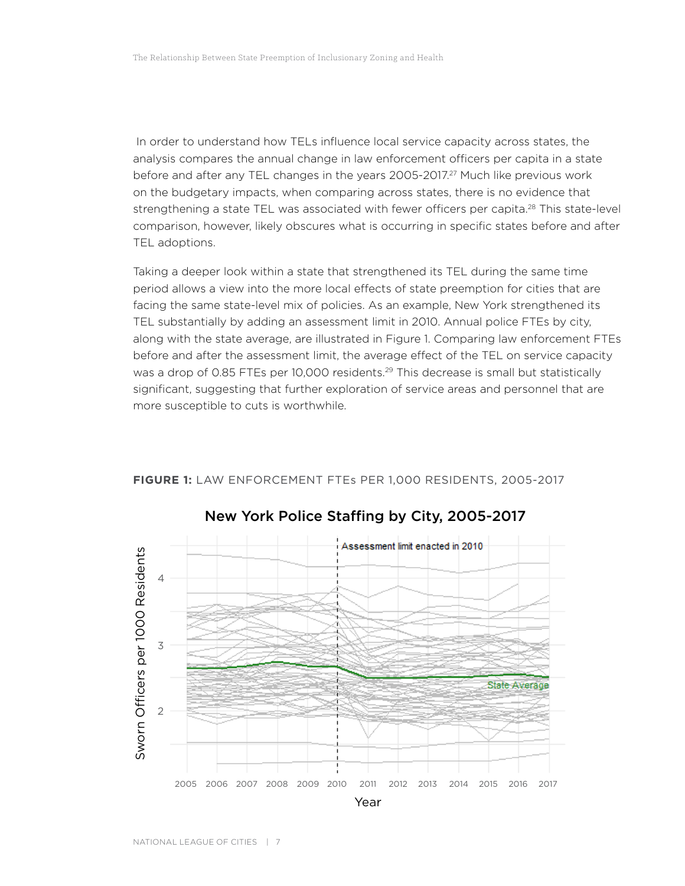In order to understand how TELs influence local service capacity across states, the analysis compares the annual change in law enforcement officers per capita in a state before and after any TEL changes in the years 2005-2017.[27] Much like previous work on the budgetary impacts, when comparing across states, there is no evidence that strengthening a state TEL was associated with fewer officers per capita.[28] This state-level comparison, however, likely obscures what is occurring in specific states before and after TEL adoptions.

Taking a deeper look within a state that strengthened its TEL during the same time period allows a view into the more local effects of state preemption for cities that are facing the same state-level mix of policies. As an example, New York strengthened its TEL substantially by adding an assessment limit in 2010. Annual police FTEs by city, along with the state average, are illustrated in Figure 1. Comparing law enforcement FTEs before and after the assessment limit, the average effect of the TEL on service capacity was a drop of 0.85 FTEs per 10,000 residents.[29] This decrease is small but statistically significant, suggesting that further exploration of service areas and personnel that are more susceptible to cuts is worthwhile.

**FIGURE 1:** LAW ENFORCEMENT FTEs PER 1,000 RESIDENTS, 2005-2017

New York Police Staffing by City, 2005-2017

Assessment limit enacted in 2010

State Average

Sworn Officers per 1000 Residents

Year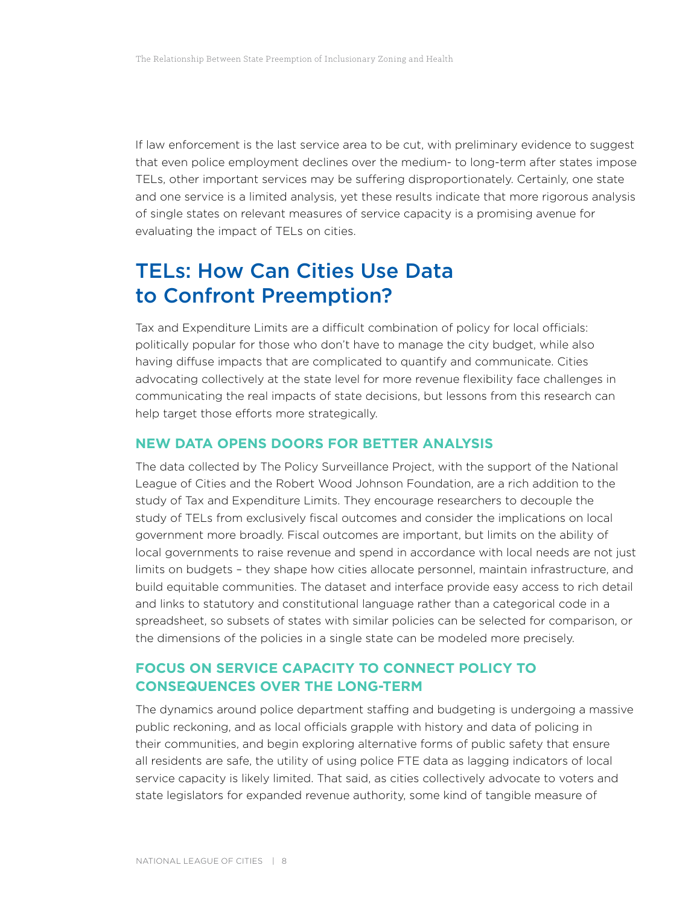If law enforcement is the last service area to be cut, with preliminary evidence to suggest that even police employment declines over the medium- to long-term after states impose TELs, other important services may be suffering disproportionately. Certainly, one state and one service is a limited analysis, yet these results indicate that more rigorous analysis of single states on relevant measures of service capacity is a promising avenue for evaluating the impact of TELs on cities.

## TELs: How Can Cities Use Data to Confront Preemption?

Tax and Expenditure Limits are a difficult combination of policy for local officials: politically popular for those who don't have to manage the city budget, while also having diffuse impacts that are complicated to quantify and communicate. Cities advocating collectively at the state level for more revenue flexibility face challenges in communicating the real impacts of state decisions, but lessons from this research can help target those efforts more strategically.

### NEW DATA OPENS DOORS FOR BETTER ANALYSIS

The data collected by The Policy Surveillance Project, with the support of the National League of Cities and the Robert Wood Johnson Foundation, are a rich addition to the study of Tax and Expenditure Limits. They encourage researchers to decouple the study of TELs from exclusively fiscal outcomes and consider the implications on local government more broadly. Fiscal outcomes are important, but limits on the ability of local governments to raise revenue and spend in accordance with local needs are not just limits on budgets – they shape how cities allocate personnel, maintain infrastructure, and build equitable communities. The dataset and interface provide easy access to rich detail and links to statutory and constitutional language rather than a categorical code in a spreadsheet, so subsets of states with similar policies can be selected for comparison, or the dimensions of the policies in a single state can be modeled more precisely.

### FOCUS ON SERVICE CAPACITY TO CONNECT POLICY TO CONSEQUENCES OVER THE LONG-TERM

The dynamics around police department staffing and budgeting is undergoing a massive public reckoning, and as local officials grapple with history and data of policing in their communities, and begin exploring alternative forms of public safety that ensure all residents are safe, the utility of using police FTE data as lagging indicators of local service capacity is likely limited. That said, as cities collectively advocate to voters and state legislators for expanded revenue authority, some kind of tangible measure of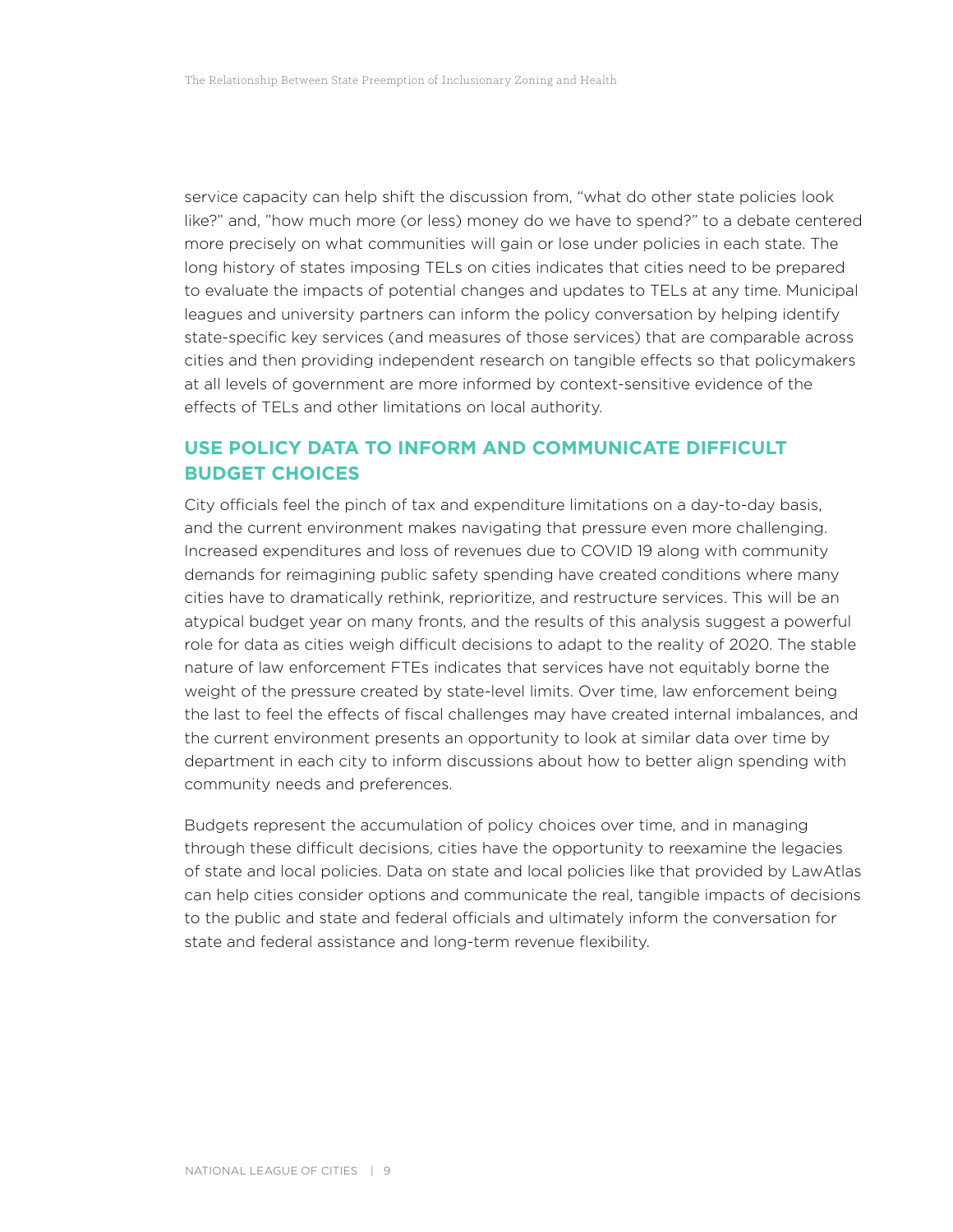service capacity can help shift the discussion from, "what do other state policies look like?" and, "how much more (or less) money do we have to spend?" to a debate centered more precisely on what communities will gain or lose under policies in each state. The long history of states imposing TELs on cities indicates that cities need to be prepared to evaluate the impacts of potential changes and updates to TELs at any time. Municipal leagues and university partners can inform the policy conversation by helping identify state-specific key services (and measures of those services) that are comparable across cities and then providing independent research on tangible effects so that policymakers at all levels of government are more informed by context-sensitive evidence of the effects of TELs and other limitations on local authority.

## USE POLICY DATA TO INFORM AND COMMUNICATE DIFFICULT BUDGET CHOICES

City officials feel the pinch of tax and expenditure limitations on a day-to-day basis, and the current environment makes navigating that pressure even more challenging. Increased expenditures and loss of revenues due to COVID 19 along with community demands for reimagining public safety spending have created conditions where many cities have to dramatically rethink, reprioritize, and restructure services. This will be an atypical budget year on many fronts, and the results of this analysis suggest a powerful role for data as cities weigh difficult decisions to adapt to the reality of 2020. The stable nature of law enforcement FTEs indicates that services have not equitably borne the weight of the pressure created by state-level limits. Over time, law enforcement being the last to feel the effects of fiscal challenges may have created internal imbalances, and the current environment presents an opportunity to look at similar data over time by department in each city to inform discussions about how to better align spending with community needs and preferences.

Budgets represent the accumulation of policy choices over time, and in managing through these difficult decisions, cities have the opportunity to reexamine the legacies of state and local policies. Data on state and local policies like that provided by LawAtlas can help cities consider options and communicate the real, tangible impacts of decisions to the public and state and federal officials and ultimately inform the conversation for state and federal assistance and long-term revenue flexibility.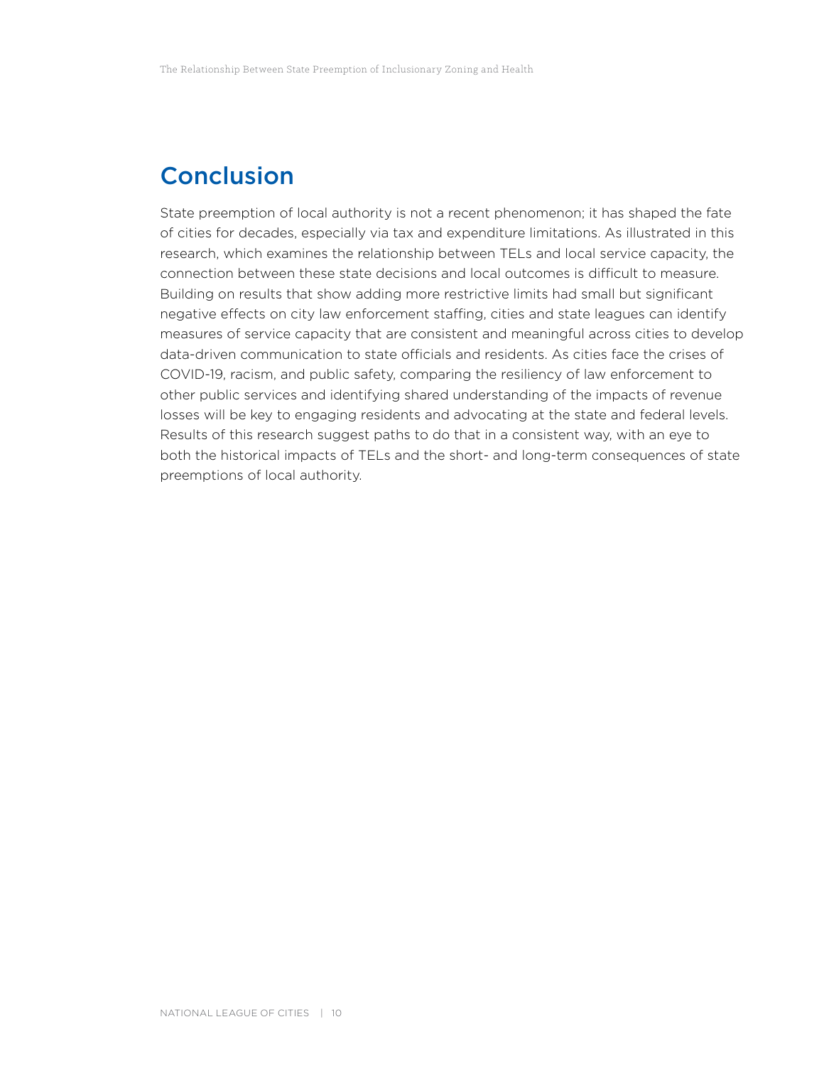## Conclusion

State preemption of local authority is not a recent phenomenon; it has shaped the fate of cities for decades, especially via tax and expenditure limitations. As illustrated in this research, which examines the relationship between TELs and local service capacity, the connection between these state decisions and local outcomes is difficult to measure. Building on results that show adding more restrictive limits had small but significant negative effects on city law enforcement staffing, cities and state leagues can identify measures of service capacity that are consistent and meaningful across cities to develop data-driven communication to state officials and residents. As cities face the crises of COVID-19, racism, and public safety, comparing the resiliency of law enforcement to other public services and identifying shared understanding of the impacts of revenue losses will be key to engaging residents and advocating at the state and federal levels. Results of this research suggest paths to do that in a consistent way, with an eye to both the historical impacts of TELs and the short- and long-term consequences of state preemptions of local authority.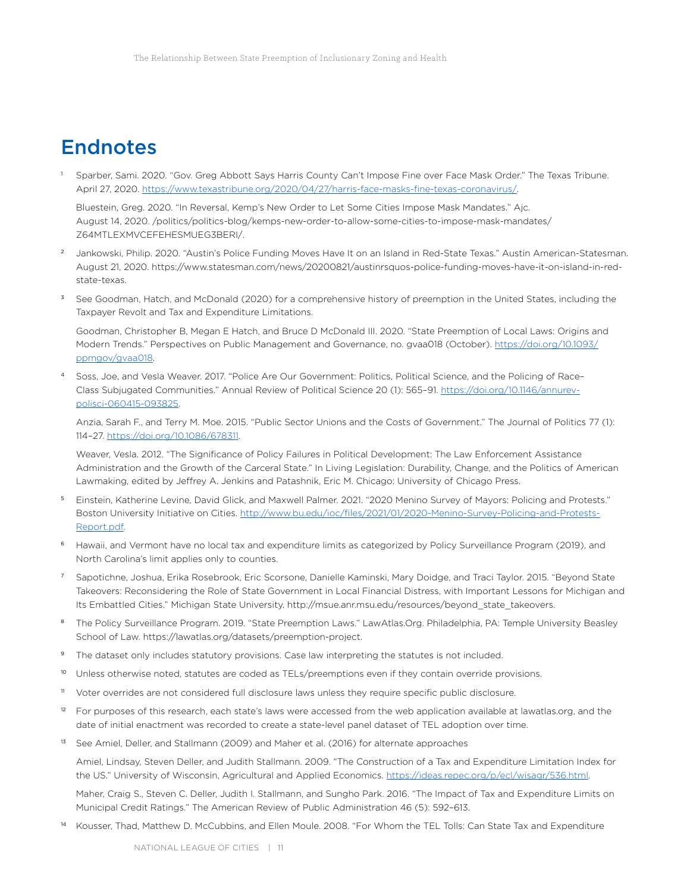# Endnotes

[1] Sparber, Sami. 2020. "Gov. Greg Abbott Says Harris County Can't Impose Fine over Face Mask Order." The Texas Tribune. April 27, 2020. [https://www.texastribune.org/2020/04/27/harris-face-masks-fine-texas-coronavirus/](https://www.texastribune.org/2020/04/27/harris-face-masks-fine-texas-coronavirus/).

Bluestein, Greg. 2020. "In Reversal, Kemp's New Order to Let Some Cities Impose Mask Mandates." Ajc. August 14, 2020. /politics/politics-blog/kemps-new-order-to-allow-some-cities-to-impose-mask-mandates/Z64MTLEXMVCEFEHESMUEG3BERI/.

[2] Jankowski, Philip. 2020. "Austin's Police Funding Moves Have It on an Island in Red-State Texas." Austin American-Statesman. August 21, 2020. https://www.statesman.com/news/20200821/austinrsquos-police-funding-moves-have-it-on-island-in-red-state-texas.

[3] See Goodman, Hatch, and McDonald (2020) for a comprehensive history of preemption in the United States, including the Taxpayer Revolt and Tax and Expenditure Limitations.

Goodman, Christopher B, Megan E Hatch, and Bruce D McDonald III. 2020. "State Preemption of Local Laws: Origins and Modern Trends." Perspectives on Public Management and Governance, no. gvaa018 (October). [https://doi.org/10.1093/ppmgov/gvaa018](https://doi.org/10.1093/ppmgov/gvaa018).

[4] Soss, Joe, and Vesla Weaver. 2017. "Police Are Our Government: Politics, Political Science, and the Policing of Race–Class Subjugated Communities." Annual Review of Political Science 20 (1): 565–91. [https://doi.org/10.1146/annurev-polisci-060415-093825](https://doi.org/10.1146/annurev-polisci-060415-093825).

Anzia, Sarah F., and Terry M. Moe. 2015. "Public Sector Unions and the Costs of Government." The Journal of Politics 77 (1): 114–27. [https://doi.org/10.1086/678311](https://doi.org/10.1086/678311).

Weaver, Vesla. 2012. "The Significance of Policy Failures in Political Development: The Law Enforcement Assistance Administration and the Growth of the Carceral State." In Living Legislation: Durability, Change, and the Politics of American Lawmaking, edited by Jeffrey A. Jenkins and Patashnik, Eric M. Chicago: University of Chicago Press.

[5] Einstein, Katherine Levine, David Glick, and Maxwell Palmer. 2021. "2020 Menino Survey of Mayors: Policing and Protests." Boston University Initiative on Cities. [http://www.bu.edu/ioc/files/2021/01/2020-Menino-Survey-Policing-and-Protests-Report.pdf](http://www.bu.edu/ioc/files/2021/01/2020-Menino-Survey-Policing-and-Protests-Report.pdf).

[6] Hawaii, and Vermont have no local tax and expenditure limits as categorized by Policy Surveillance Program (2019), and North Carolina's limit applies only to counties.

[7] Sapotichne, Joshua, Erika Rosebrook, Eric Scorsone, Danielle Kaminski, Mary Doidge, and Traci Taylor. 2015. "Beyond State Takeovers: Reconsidering the Role of State Government in Local Financial Distress, with Important Lessons for Michigan and Its Embattled Cities." Michigan State University. http://msue.anr.msu.edu/resources/beyond_state_takeovers.

[8] The Policy Surveillance Program. 2019. "State Preemption Laws." LawAtlas.Org. Philadelphia, PA: Temple University Beasley School of Law. https://lawatlas.org/datasets/preemption-project.

[9] The dataset only includes statutory provisions. Case law interpreting the statutes is not included.

[10] Unless otherwise noted, statutes are coded as TELs/preemptions even if they contain override provisions.

[11] Voter overrides are not considered full disclosure laws unless they require specific public disclosure.

[12] For purposes of this research, each state's laws were accessed from the web application available at lawatlas.org, and the date of initial enactment was recorded to create a state-level panel dataset of TEL adoption over time.

[13] See Amiel, Deller, and Stallmann (2009) and Maher et al. (2016) for alternate approaches

Amiel, Lindsay, Steven Deller, and Judith Stallmann. 2009. "The Construction of a Tax and Expenditure Limitation Index for the US." University of Wisconsin, Agricultural and Applied Economics. [https://ideas.repec.org/p/ecl/wisagr/536.html](https://ideas.repec.org/p/ecl/wisagr/536.html).

Maher, Craig S., Steven C. Deller, Judith I. Stallmann, and Sungho Park. 2016. "The Impact of Tax and Expenditure Limits on Municipal Credit Ratings." The American Review of Public Administration 46 (5): 592–613.

[14] Kousser, Thad, Matthew D. McCubbins, and Ellen Moule. 2008. "For Whom the TEL Tolls: Can State Tax and Expenditure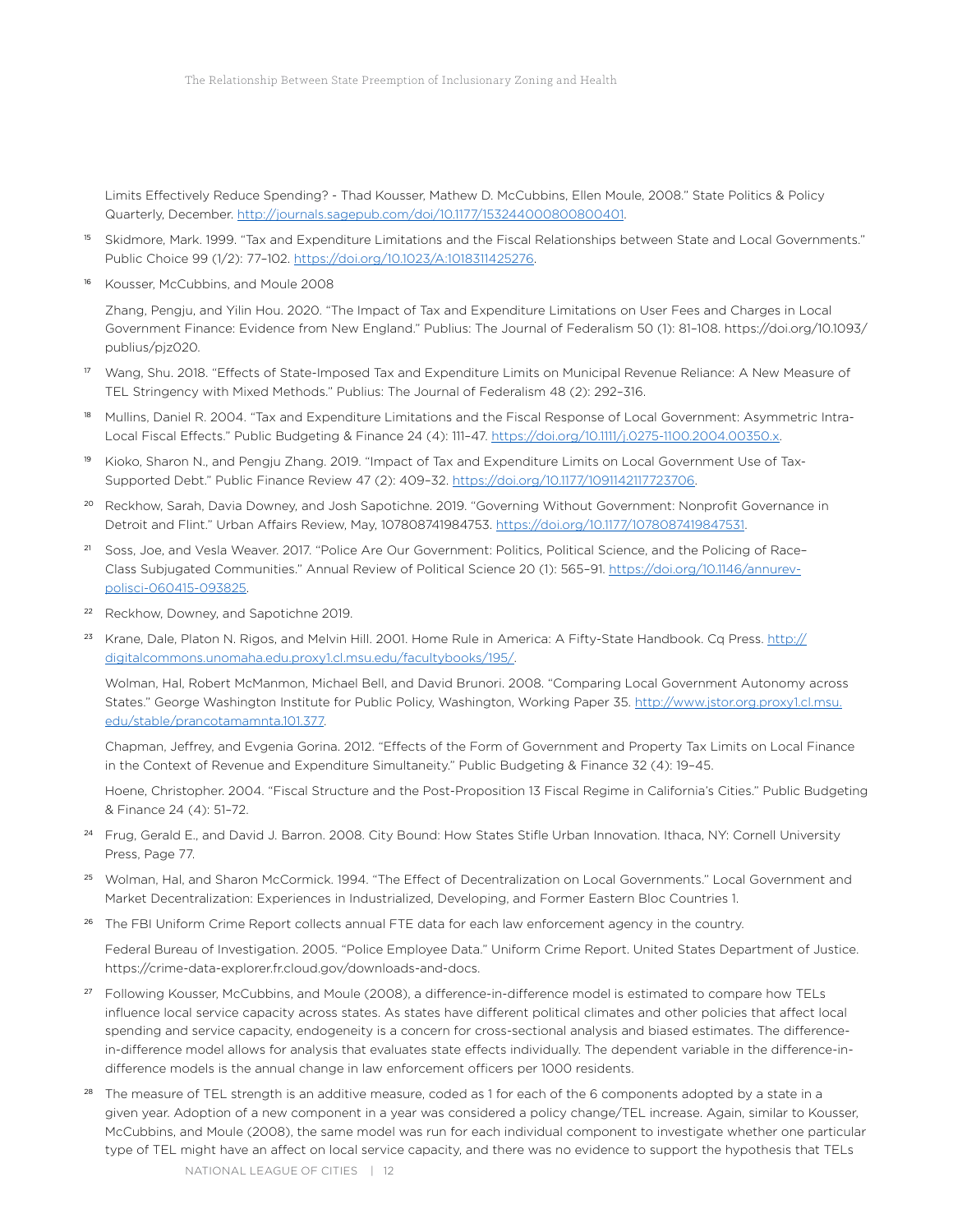Limits Effectively Reduce Spending? - Thad Kousser, Mathew D. McCubbins, Ellen Moule, 2008." State Politics & Policy Quarterly, December. http://journals.sagepub.com/doi/10.1177/153244000800800401.

[15] Skidmore, Mark. 1999. "Tax and Expenditure Limitations and the Fiscal Relationships between State and Local Governments." Public Choice 99 (1/2): 77–102. https://doi.org/10.1023/A:1018311425276.

[16] Kousser, McCubbins, and Moule 2008

Zhang, Pengju, and Yilin Hou. 2020. "The Impact of Tax and Expenditure Limitations on User Fees and Charges in Local Government Finance: Evidence from New England." Publius: The Journal of Federalism 50 (1): 81–108. https://doi.org/10.1093/publius/pjz020.

[17] Wang, Shu. 2018. "Effects of State-Imposed Tax and Expenditure Limits on Municipal Revenue Reliance: A New Measure of TEL Stringency with Mixed Methods." Publius: The Journal of Federalism 48 (2): 292–316.

[18] Mullins, Daniel R. 2004. "Tax and Expenditure Limitations and the Fiscal Response of Local Government: Asymmetric Intra-Local Fiscal Effects." Public Budgeting & Finance 24 (4): 111–47. https://doi.org/10.1111/j.0275-1100.2004.00350.x.

[19] Kioko, Sharon N., and Pengju Zhang. 2019. "Impact of Tax and Expenditure Limits on Local Government Use of Tax-Supported Debt." Public Finance Review 47 (2): 409–32. https://doi.org/10.1177/1091142117723706.

[20] Reckhow, Sarah, Davia Downey, and Josh Sapotichne. 2019. "Governing Without Government: Nonprofit Governance in Detroit and Flint." Urban Affairs Review, May, 107808741984753. https://doi.org/10.1177/1078087419847531.

[21] Soss, Joe, and Vesla Weaver. 2017. "Police Are Our Government: Politics, Political Science, and the Policing of Race–Class Subjugated Communities." Annual Review of Political Science 20 (1): 565–91. https://doi.org/10.1146/annurev-polisci-060415-093825.

[22] Reckhow, Downey, and Sapotichne 2019.

[23] Krane, Dale, Platon N. Rigos, and Melvin Hill. 2001. Home Rule in America: A Fifty-State Handbook. Cq Press. http://digitalcommons.unomaha.edu.proxy1.cl.msu.edu/facultybooks/195/.

Wolman, Hal, Robert McManmon, Michael Bell, and David Brunori. 2008. "Comparing Local Government Autonomy across States." George Washington Institute for Public Policy, Washington, Working Paper 35. http://www.jstor.org.proxy1.cl.msu.edu/stable/prancotamamnta.101.377.

Chapman, Jeffrey, and Evgenia Gorina. 2012. "Effects of the Form of Government and Property Tax Limits on Local Finance in the Context of Revenue and Expenditure Simultaneity." Public Budgeting & Finance 32 (4): 19–45.

Hoene, Christopher. 2004. "Fiscal Structure and the Post-Proposition 13 Fiscal Regime in California's Cities." Public Budgeting & Finance 24 (4): 51–72.

[24] Frug, Gerald E., and David J. Barron. 2008. City Bound: How States Stifle Urban Innovation. Ithaca, NY: Cornell University Press, Page 77.

[25] Wolman, Hal, and Sharon McCormick. 1994. "The Effect of Decentralization on Local Governments." Local Government and Market Decentralization: Experiences in Industrialized, Developing, and Former Eastern Bloc Countries 1.

[26] The FBI Uniform Crime Report collects annual FTE data for each law enforcement agency in the country.

Federal Bureau of Investigation. 2005. "Police Employee Data." Uniform Crime Report. United States Department of Justice. https://crime-data-explorer.fr.cloud.gov/downloads-and-docs.

[27] Following Kousser, McCubbins, and Moule (2008), a difference-in-difference model is estimated to compare how TELs influence local service capacity across states. As states have different political climates and other policies that affect local spending and service capacity, endogeneity is a concern for cross-sectional analysis and biased estimates. The difference-in-difference model allows for analysis that evaluates state effects individually. The dependent variable in the difference-in-difference models is the annual change in law enforcement officers per 1000 residents.

[28] The measure of TEL strength is an additive measure, coded as 1 for each of the 6 components adopted by a state in a given year. Adoption of a new component in a year was considered a policy change/TEL increase. Again, similar to Kousser, McCubbins, and Moule (2008), the same model was run for each individual component to investigate whether one particular type of TEL might have an affect on local service capacity, and there was no evidence to support the hypothesis that TELs